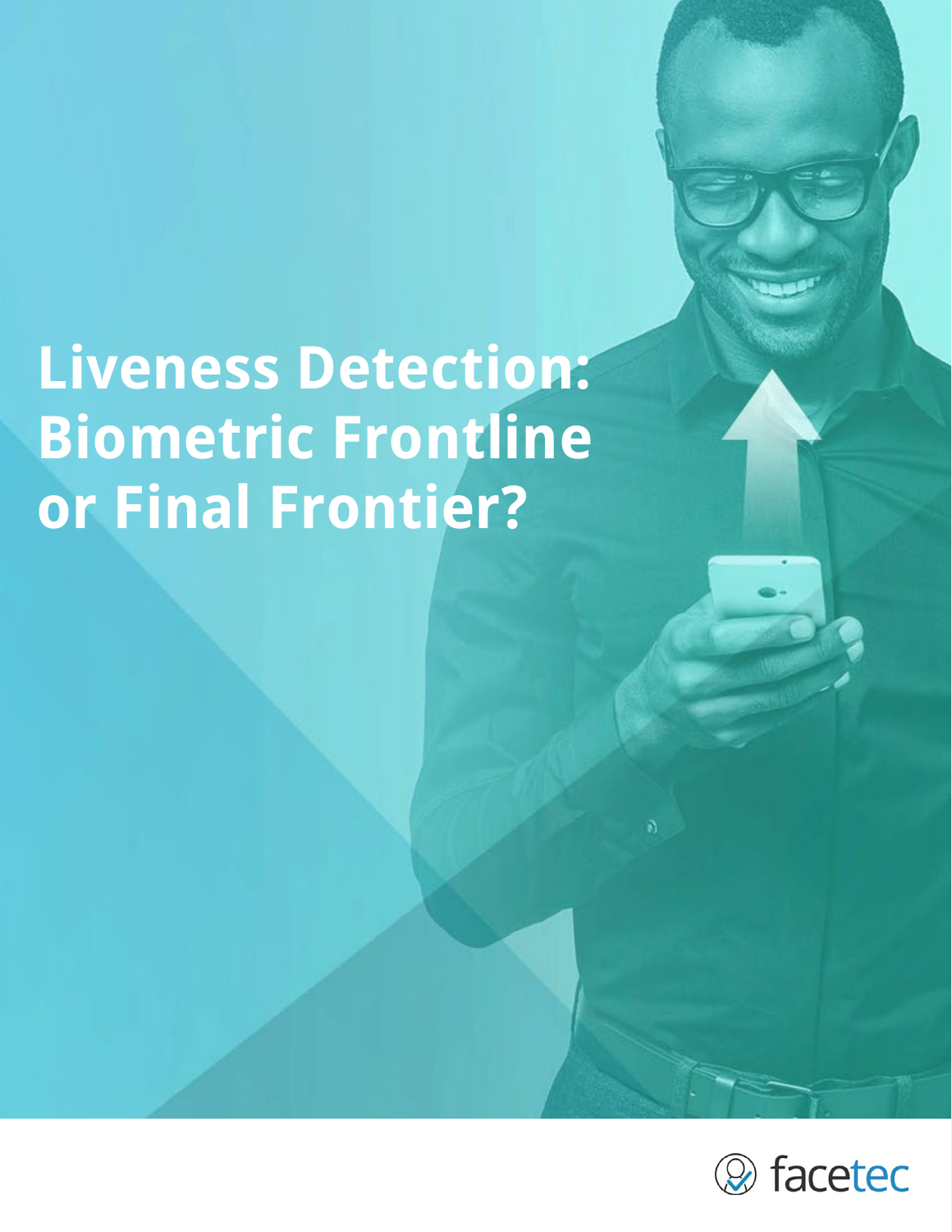# Liveness Detection: Biometric Frontline or Final Frontier?

facetec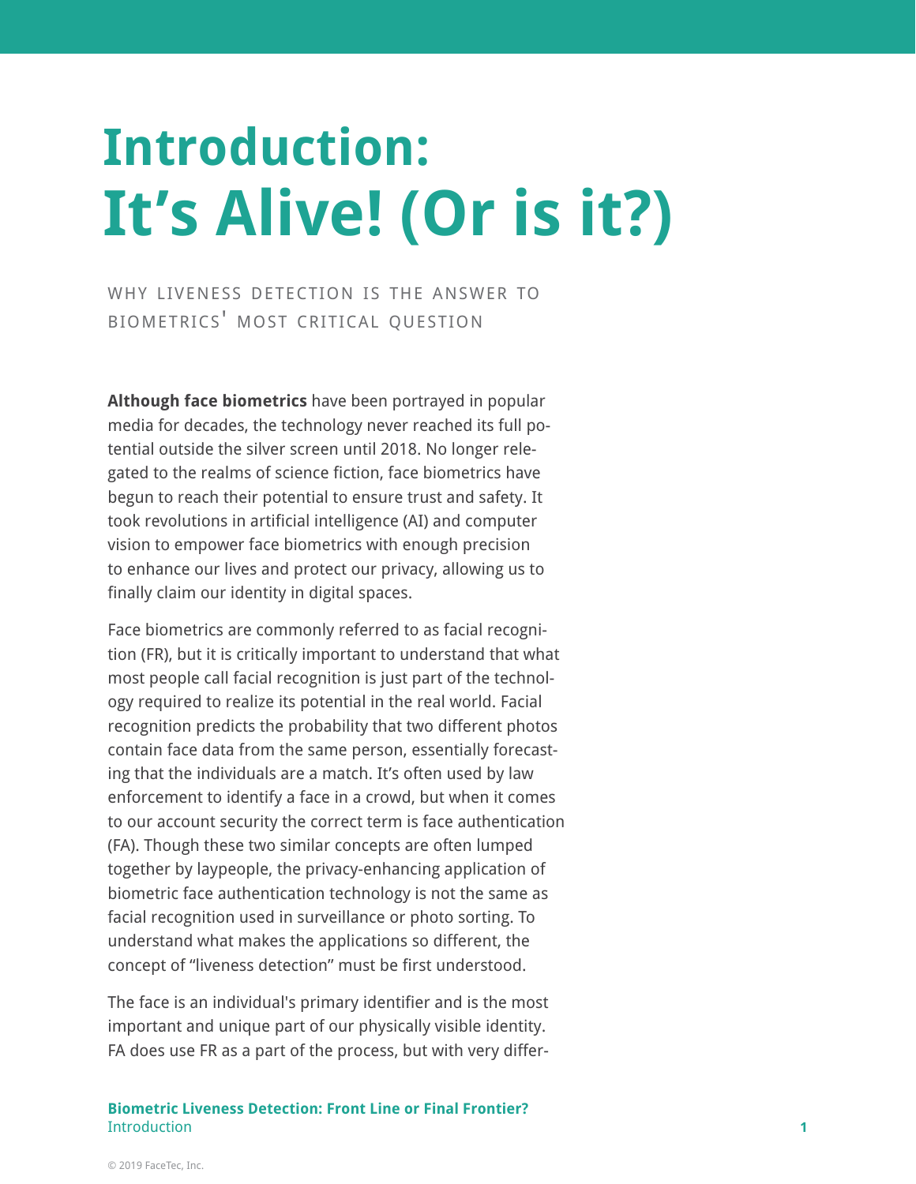# Introduction:
# It’s Alive! (Or is it?)

WHY LIVENESS DETECTION IS THE ANSWER TO BIOMETRICS' MOST CRITICAL QUESTION

**Although face biometrics** have been portrayed in popular media for decades, the technology never reached its full potential outside the silver screen until 2018. No longer relegated to the realms of science fiction, face biometrics have begun to reach their potential to ensure trust and safety. It took revolutions in artificial intelligence (AI) and computer vision to empower face biometrics with enough precision to enhance our lives and protect our privacy, allowing us to finally claim our identity in digital spaces.

Face biometrics are commonly referred to as facial recognition (FR), but it is critically important to understand that what most people call facial recognition is just part of the technology required to realize its potential in the real world. Facial recognition predicts the probability that two different photos contain face data from the same person, essentially forecasting that the individuals are a match. It’s often used by law enforcement to identify a face in a crowd, but when it comes to our account security the correct term is face authentication (FA). Though these two similar concepts are often lumped together by laypeople, the privacy-enhancing application of biometric face authentication technology is not the same as facial recognition used in surveillance or photo sorting. To understand what makes the applications so different, the concept of “liveness detection” must be first understood.

The face is an individual's primary identifier and is the most important and unique part of our physically visible identity. FA does use FR as a part of the process, but with very differ-

© 2019 FaceTec, Inc.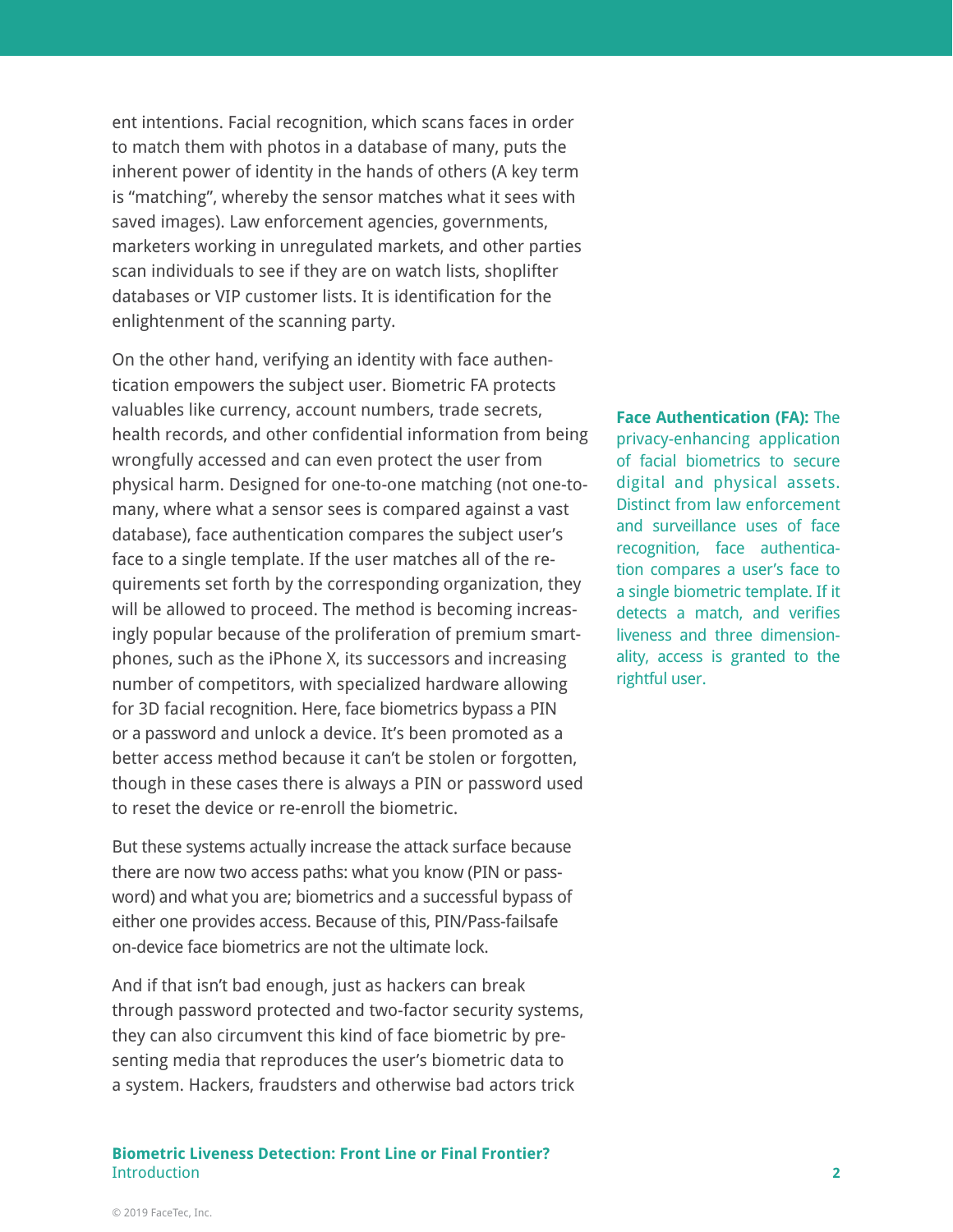ent intentions. Facial recognition, which scans faces in order to match them with photos in a database of many, puts the inherent power of identity in the hands of others (A key term is "matching", whereby the sensor matches what it sees with saved images). Law enforcement agencies, governments, marketers working in unregulated markets, and other parties scan individuals to see if they are on watch lists, shoplifter databases or VIP customer lists. It is identification for the enlightenment of the scanning party.

On the other hand, verifying an identity with face authentication empowers the subject user. Biometric FA protects valuables like currency, account numbers, trade secrets, health records, and other confidential information from being wrongfully accessed and can even protect the user from physical harm. Designed for one-to-one matching (not one-to-many, where what a sensor sees is compared against a vast database), face authentication compares the subject user's face to a single template. If the user matches all of the requirements set forth by the corresponding organization, they will be allowed to proceed. The method is becoming increasingly popular because of the proliferation of premium smartphones, such as the iPhone X, its successors and increasing number of competitors, with specialized hardware allowing for 3D facial recognition. Here, face biometrics bypass a PIN or a password and unlock a device. It's been promoted as a better access method because it can't be stolen or forgotten, though in these cases there is always a PIN or password used to reset the device or re-enroll the biometric.

**Face Authentication (FA):** The privacy-enhancing application of facial biometrics to secure digital and physical assets. Distinct from law enforcement and surveillance uses of face recognition, face authentication compares a user's face to a single biometric template. If it detects a match, and verifies liveness and three dimensionality, access is granted to the rightful user.

But these systems actually increase the attack surface because there are now two access paths: what you know (PIN or password) and what you are; biometrics and a successful bypass of either one provides access. Because of this, PIN/Pass-failsafe on-device face biometrics are not the ultimate lock.

And if that isn't bad enough, just as hackers can break through password protected and two-factor security systems, they can also circumvent this kind of face biometric by presenting media that reproduces the user's biometric data to a system. Hackers, fraudsters and otherwise bad actors trick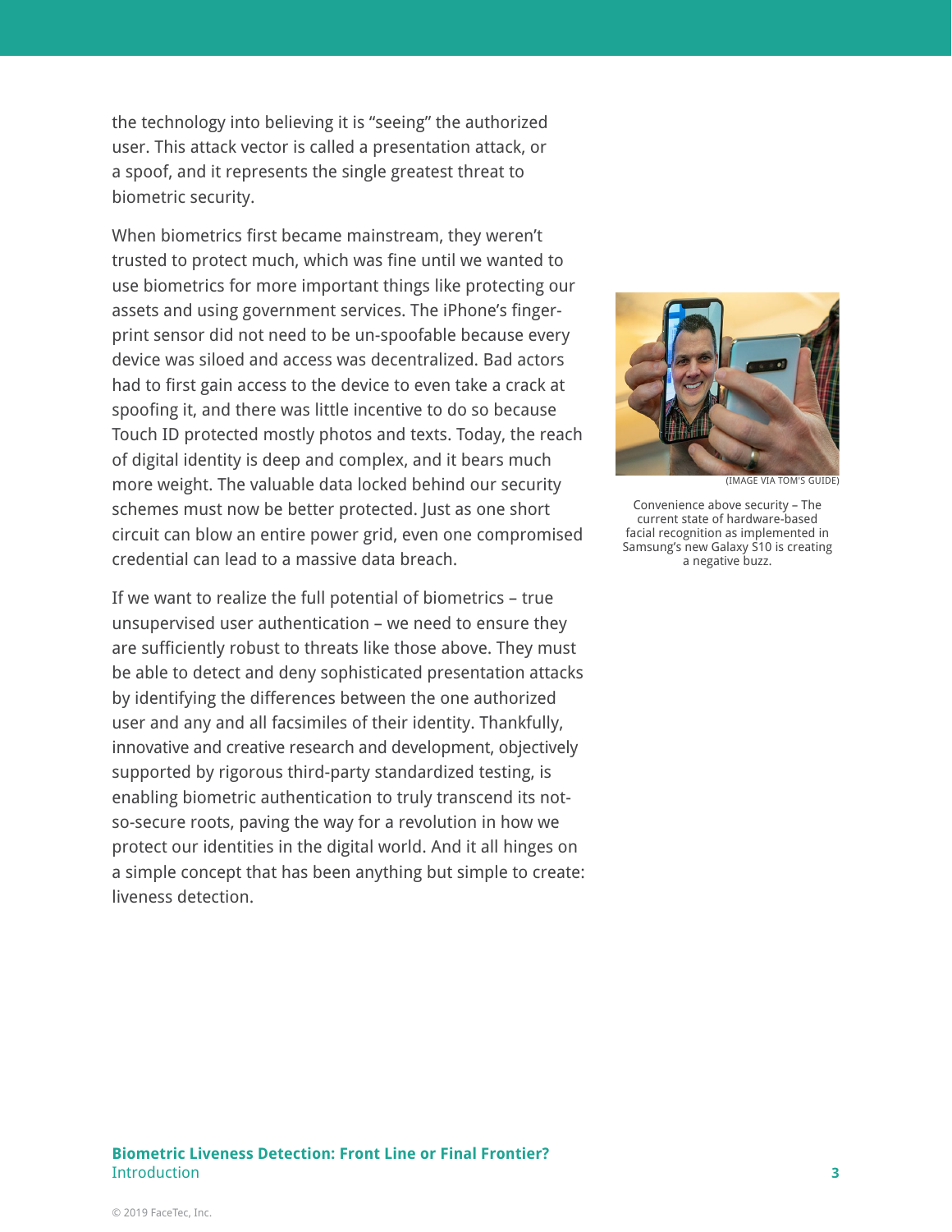the technology into believing it is "seeing" the authorized user. This attack vector is called a presentation attack, or a spoof, and it represents the single greatest threat to biometric security.

When biometrics first became mainstream, they weren't trusted to protect much, which was fine until we wanted to use biometrics for more important things like protecting our assets and using government services. The iPhone's fingerprint sensor did not need to be un-spoofable because every device was siloed and access was decentralized. Bad actors had to first gain access to the device to even take a crack at spoofing it, and there was little incentive to do so because Touch ID protected mostly photos and texts. Today, the reach of digital identity is deep and complex, and it bears much more weight. The valuable data locked behind our security schemes must now be better protected. Just as one short circuit can blow an entire power grid, even one compromised credential can lead to a massive data breach.

If we want to realize the full potential of biometrics – true unsupervised user authentication – we need to ensure they are sufficiently robust to threats like those above. They must be able to detect and deny sophisticated presentation attacks by identifying the differences between the one authorized user and any and all facsimiles of their identity. Thankfully, innovative and creative research and development, objectively supported by rigorous third-party standardized testing, is enabling biometric authentication to truly transcend its not-so-secure roots, paving the way for a revolution in how we protect our identities in the digital world. And it all hinges on a simple concept that has been anything but simple to create: liveness detection.

(IMAGE VIA TOM'S GUIDE)

Convenience above security – The current state of hardware-based facial recognition as implemented in Samsung's new Galaxy S10 is creating a negative buzz.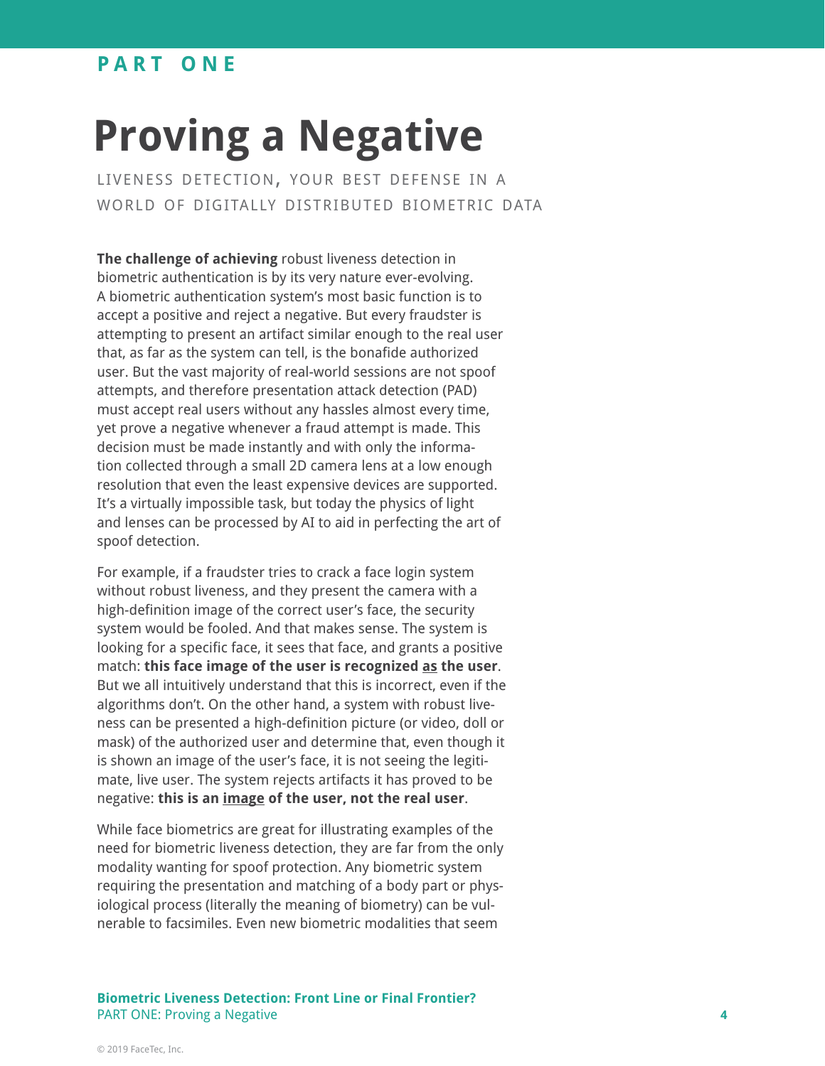PART ONE

# Proving a Negative

LIVENESS DETECTION, YOUR BEST DEFENSE IN A WORLD OF DIGITALLY DISTRIBUTED BIOMETRIC DATA

**The challenge of achieving** robust liveness detection in biometric authentication is by its very nature ever-evolving. A biometric authentication system's most basic function is to accept a positive and reject a negative. But every fraudster is attempting to present an artifact similar enough to the real user that, as far as the system can tell, is the bonafide authorized user. But the vast majority of real-world sessions are not spoof attempts, and therefore presentation attack detection (PAD) must accept real users without any hassles almost every time, yet prove a negative whenever a fraud attempt is made. This decision must be made instantly and with only the information collected through a small 2D camera lens at a low enough resolution that even the least expensive devices are supported. It's a virtually impossible task, but today the physics of light and lenses can be processed by AI to aid in perfecting the art of spoof detection.

For example, if a fraudster tries to crack a face login system without robust liveness, and they present the camera with a high-definition image of the correct user's face, the security system would be fooled. And that makes sense. The system is looking for a specific face, it sees that face, and grants a positive match: **this face image of the user is recognized <u>as</u> the user**. But we all intuitively understand that this is incorrect, even if the algorithms don't. On the other hand, a system with robust liveness can be presented a high-definition picture (or video, doll or mask) of the authorized user and determine that, even though it is shown an image of the user's face, it is not seeing the legitimate, live user. The system rejects artifacts it has proved to be negative: **this is an <u>image</u> of the user, not the real user**.

While face biometrics are great for illustrating examples of the need for biometric liveness detection, they are far from the only modality wanting for spoof protection. Any biometric system requiring the presentation and matching of a body part or physiological process (literally the meaning of biometry) can be vulnerable to facsimiles. Even new biometric modalities that seem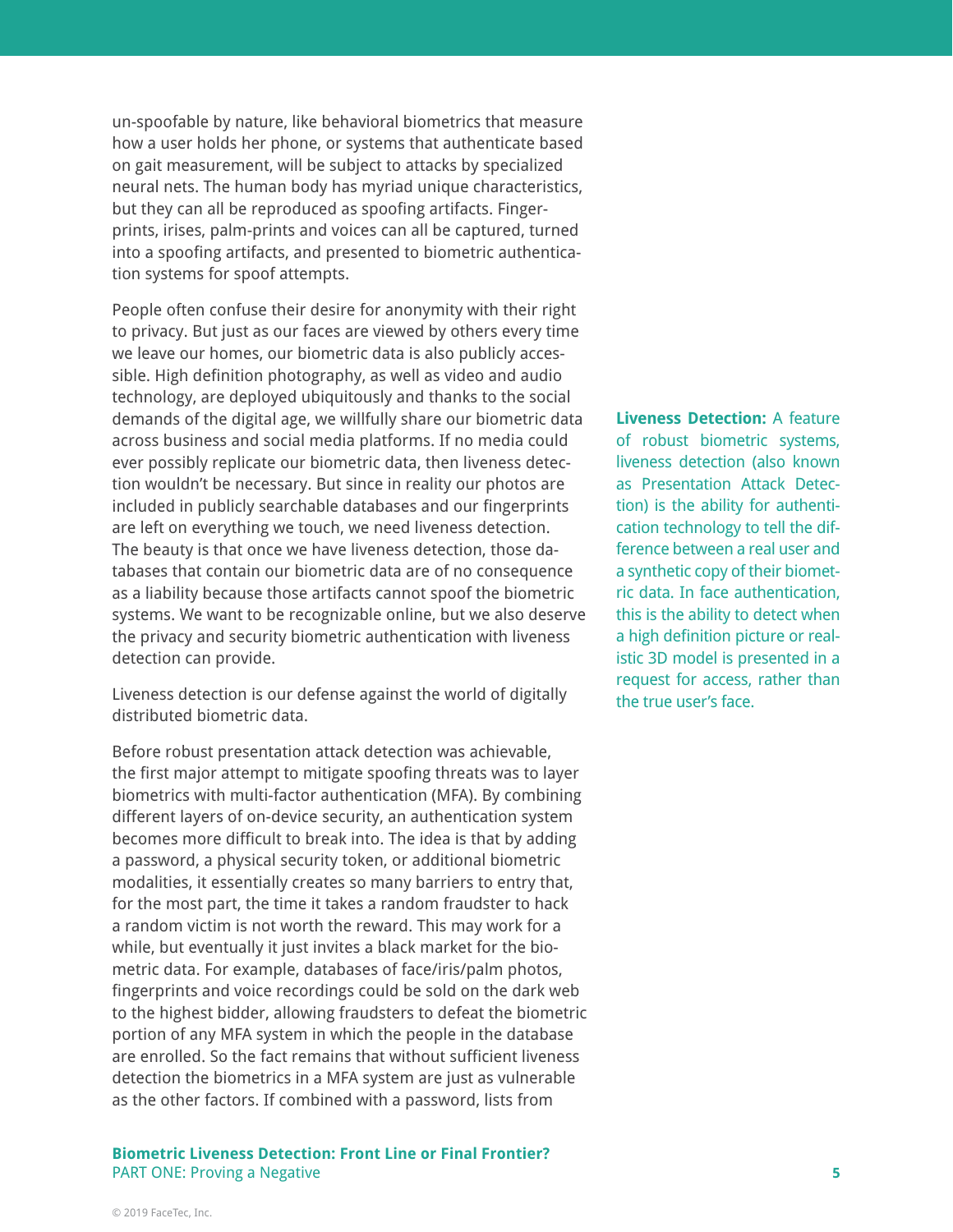un-spoofable by nature, like behavioral biometrics that measure how a user holds her phone, or systems that authenticate based on gait measurement, will be subject to attacks by specialized neural nets. The human body has myriad unique characteristics, but they can all be reproduced as spoofing artifacts. Fingerprints, irises, palm-prints and voices can all be captured, turned into a spoofing artifacts, and presented to biometric authentication systems for spoof attempts.

People often confuse their desire for anonymity with their right to privacy. But just as our faces are viewed by others every time we leave our homes, our biometric data is also publicly accessible. High definition photography, as well as video and audio technology, are deployed ubiquitously and thanks to the social demands of the digital age, we willfully share our biometric data across business and social media platforms. If no media could ever possibly replicate our biometric data, then liveness detection wouldn't be necessary. But since in reality our photos are included in publicly searchable databases and our fingerprints are left on everything we touch, we need liveness detection. The beauty is that once we have liveness detection, those databases that contain our biometric data are of no consequence as a liability because those artifacts cannot spoof the biometric systems. We want to be recognizable online, but we also deserve the privacy and security biometric authentication with liveness detection can provide.

**Liveness Detection:** A feature of robust biometric systems, liveness detection (also known as Presentation Attack Detection) is the ability for authentication technology to tell the difference between a real user and a synthetic copy of their biometric data. In face authentication, this is the ability to detect when a high definition picture or realistic 3D model is presented in a request for access, rather than the true user's face.

Liveness detection is our defense against the world of digitally distributed biometric data.

Before robust presentation attack detection was achievable, the first major attempt to mitigate spoofing threats was to layer biometrics with multi-factor authentication (MFA). By combining different layers of on-device security, an authentication system becomes more difficult to break into. The idea is that by adding a password, a physical security token, or additional biometric modalities, it essentially creates so many barriers to entry that, for the most part, the time it takes a random fraudster to hack a random victim is not worth the reward. This may work for a while, but eventually it just invites a black market for the biometric data. For example, databases of face/iris/palm photos, fingerprints and voice recordings could be sold on the dark web to the highest bidder, allowing fraudsters to defeat the biometric portion of any MFA system in which the people in the database are enrolled. So the fact remains that without sufficient liveness detection the biometrics in a MFA system are just as vulnerable as the other factors. If combined with a password, lists from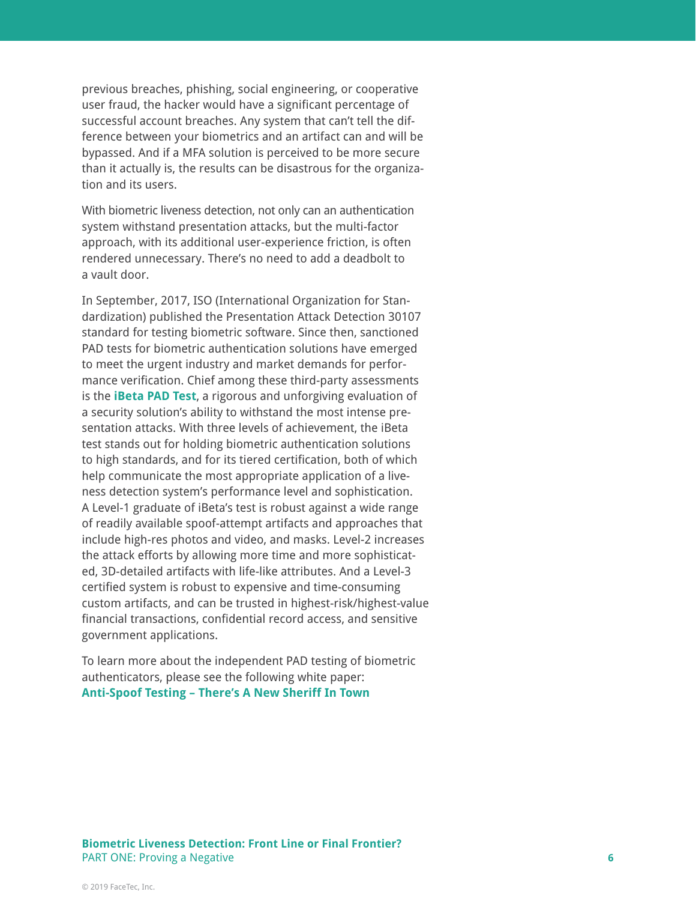previous breaches, phishing, social engineering, or cooperative user fraud, the hacker would have a significant percentage of successful account breaches. Any system that can't tell the difference between your biometrics and an artifact can and will be bypassed. And if a MFA solution is perceived to be more secure than it actually is, the results can be disastrous for the organization and its users.

With biometric liveness detection, not only can an authentication system withstand presentation attacks, but the multi-factor approach, with its additional user-experience friction, is often rendered unnecessary. There's no need to add a deadbolt to a vault door.

In September, 2017, ISO (International Organization for Standardization) published the Presentation Attack Detection 30107 standard for testing biometric software. Since then, sanctioned PAD tests for biometric authentication solutions have emerged to meet the urgent industry and market demands for performance verification. Chief among these third-party assessments is the **iBeta PAD Test**, a rigorous and unforgiving evaluation of a security solution's ability to withstand the most intense presentation attacks. With three levels of achievement, the iBeta test stands out for holding biometric authentication solutions to high standards, and for its tiered certification, both of which help communicate the most appropriate application of a liveness detection system's performance level and sophistication. A Level-1 graduate of iBeta's test is robust against a wide range of readily available spoof-attempt artifacts and approaches that include high-res photos and video, and masks. Level-2 increases the attack efforts by allowing more time and more sophisticated, 3D-detailed artifacts with life-like attributes. And a Level-3 certified system is robust to expensive and time-consuming custom artifacts, and can be trusted in highest-risk/highest-value financial transactions, confidential record access, and sensitive government applications.

To learn more about the independent PAD testing of biometric authenticators, please see the following white paper:
**Anti-Spoof Testing – There's A New Sheriff In Town**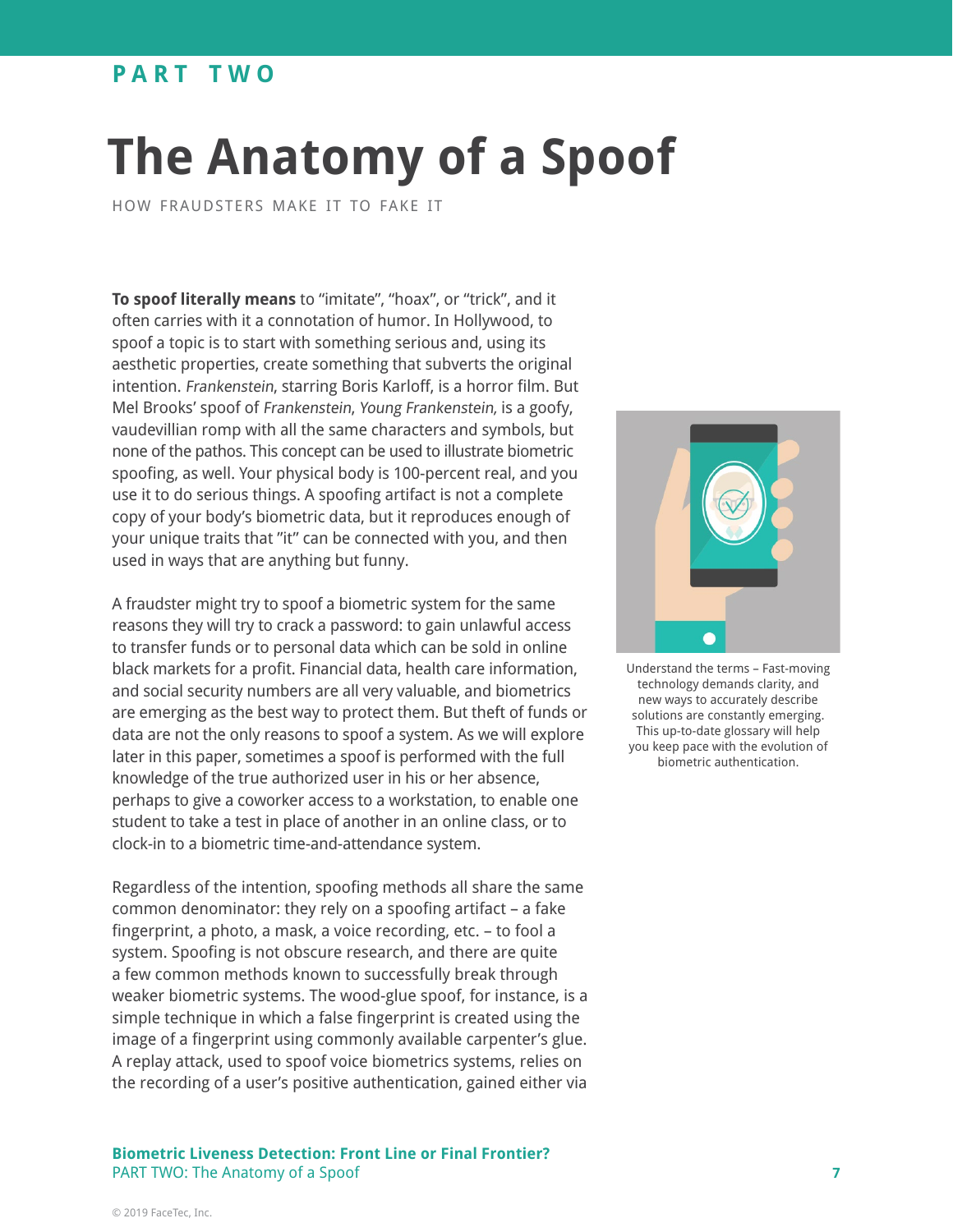PART TWO

# The Anatomy of a Spoof

HOW FRAUDSTERS MAKE IT TO FAKE IT

**To spoof literally means** to "imitate", "hoax", or "trick", and it often carries with it a connotation of humor. In Hollywood, to spoof a topic is to start with something serious and, using its aesthetic properties, create something that subverts the original intention. *Frankenstein*, starring Boris Karloff, is a horror film. But Mel Brooks' spoof of *Frankenstein*, *Young Frankenstein,* is a goofy, vaudevillian romp with all the same characters and symbols, but none of the pathos. This concept can be used to illustrate biometric spoofing, as well. Your physical body is 100-percent real, and you use it to do serious things. A spoofing artifact is not a complete copy of your body's biometric data, but it reproduces enough of your unique traits that "it" can be connected with you, and then used in ways that are anything but funny.

A fraudster might try to spoof a biometric system for the same reasons they will try to crack a password: to gain unlawful access to transfer funds or to personal data which can be sold in online black markets for a profit. Financial data, health care information, and social security numbers are all very valuable, and biometrics are emerging as the best way to protect them. But theft of funds or data are not the only reasons to spoof a system. As we will explore later in this paper, sometimes a spoof is performed with the full knowledge of the true authorized user in his or her absence, perhaps to give a coworker access to a workstation, to enable one student to take a test in place of another in an online class, or to clock-in to a biometric time-and-attendance system.

Understand the terms – Fast-moving technology demands clarity, and new ways to accurately describe solutions are constantly emerging. This up-to-date glossary will help you keep pace with the evolution of biometric authentication.

Regardless of the intention, spoofing methods all share the same common denominator: they rely on a spoofing artifact – a fake fingerprint, a photo, a mask, a voice recording, etc. – to fool a system. Spoofing is not obscure research, and there are quite a few common methods known to successfully break through weaker biometric systems. The wood-glue spoof, for instance, is a simple technique in which a false fingerprint is created using the image of a fingerprint using commonly available carpenter's glue. A replay attack, used to spoof voice biometrics systems, relies on the recording of a user's positive authentication, gained either via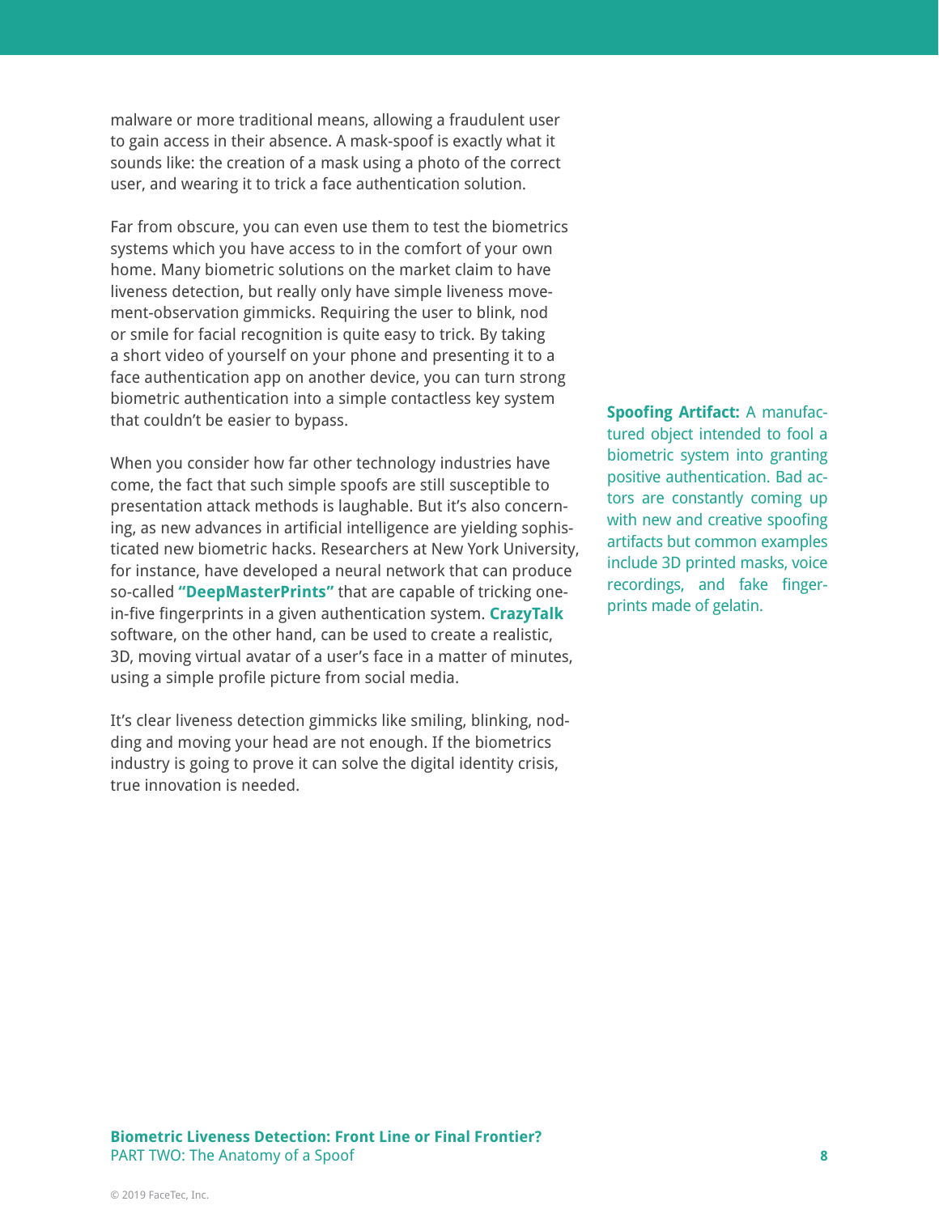malware or more traditional means, allowing a fraudulent user to gain access in their absence. A mask-spoof is exactly what it sounds like: the creation of a mask using a photo of the correct user, and wearing it to trick a face authentication solution.

Far from obscure, you can even use them to test the biometrics systems which you have access to in the comfort of your own home. Many biometric solutions on the market claim to have liveness detection, but really only have simple liveness movement-observation gimmicks. Requiring the user to blink, nod or smile for facial recognition is quite easy to trick. By taking a short video of yourself on your phone and presenting it to a face authentication app on another device, you can turn strong biometric authentication into a simple contactless key system that couldn't be easier to bypass.

When you consider how far other technology industries have come, the fact that such simple spoofs are still susceptible to presentation attack methods is laughable. But it's also concerning, as new advances in artificial intelligence are yielding sophisticated new biometric hacks. Researchers at New York University, for instance, have developed a neural network that can produce so-called **"DeepMasterPrints"** that are capable of tricking one-in-five fingerprints in a given authentication system. **CrazyTalk** software, on the other hand, can be used to create a realistic, 3D, moving virtual avatar of a user's face in a matter of minutes, using a simple profile picture from social media.

It's clear liveness detection gimmicks like smiling, blinking, nodding and moving your head are not enough. If the biometrics industry is going to prove it can solve the digital identity crisis, true innovation is needed.

**Spoofing Artifact:** A manufactured object intended to fool a biometric system into granting positive authentication. Bad actors are constantly coming up with new and creative spoofing artifacts but common examples include 3D printed masks, voice recordings, and fake fingerprints made of gelatin.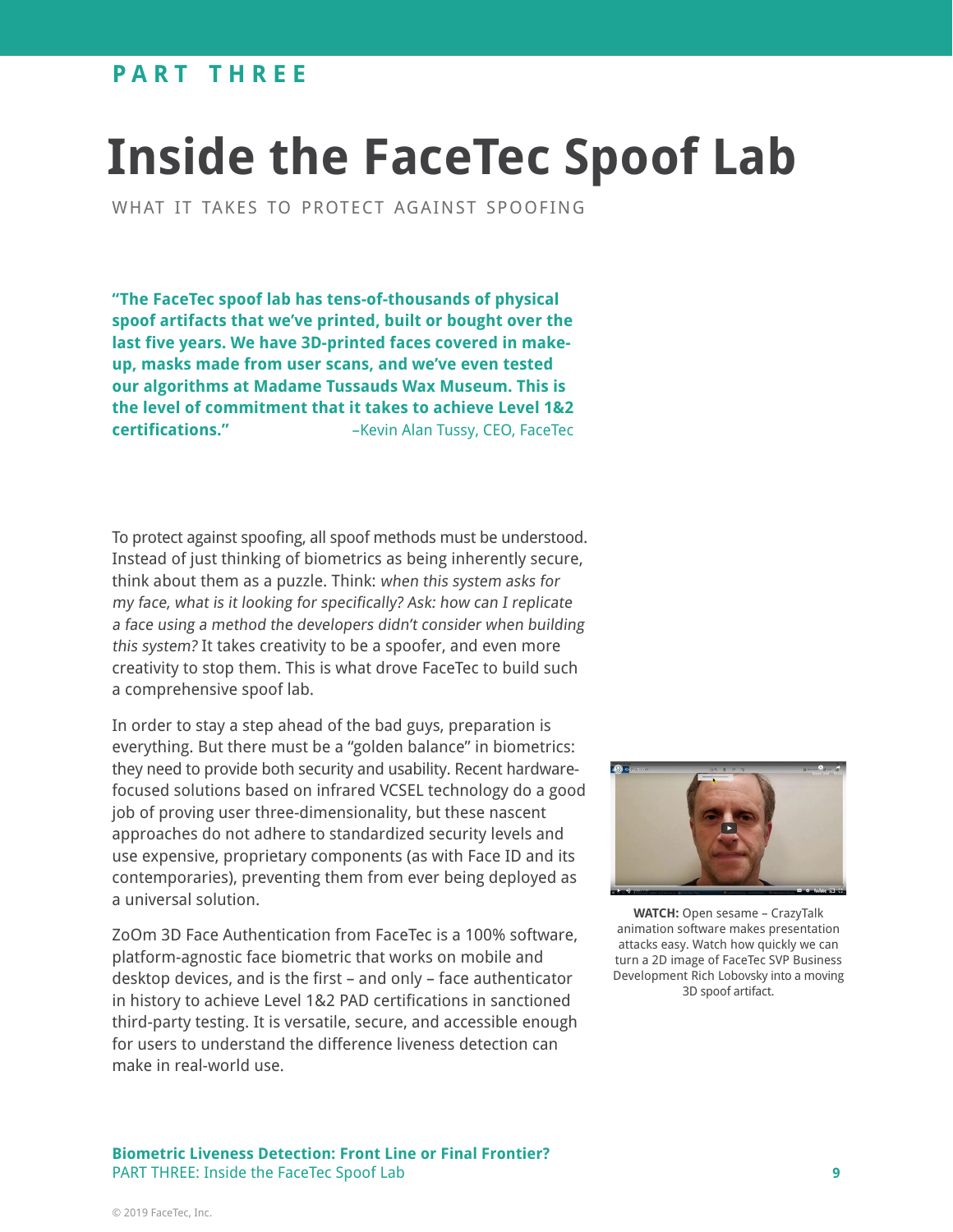PART THREE

# Inside the FaceTec Spoof Lab

WHAT IT TAKES TO PROTECT AGAINST SPOOFING

**"The FaceTec spoof lab has tens-of-thousands of physical spoof artifacts that we've printed, built or bought over the last five years. We have 3D-printed faces covered in make-up, masks made from user scans, and we've even tested our algorithms at Madame Tussauds Wax Museum. This is the level of commitment that it takes to achieve Level 1&2 certifications."** –Kevin Alan Tussy, CEO, FaceTec

To protect against spoofing, all spoof methods must be understood. Instead of just thinking of biometrics as being inherently secure, think about them as a puzzle. Think: *when this system asks for my face, what is it looking for specifically? Ask: how can I replicate a face using a method the developers didn't consider when building this system?* It takes creativity to be a spoofer, and even more creativity to stop them. This is what drove FaceTec to build such a comprehensive spoof lab.

In order to stay a step ahead of the bad guys, preparation is everything. But there must be a "golden balance" in biometrics: they need to provide both security and usability. Recent hardware-focused solutions based on infrared VCSEL technology do a good job of proving user three-dimensionality, but these nascent approaches do not adhere to standardized security levels and use expensive, proprietary components (as with Face ID and its contemporaries), preventing them from ever being deployed as a universal solution.

ZoOm 3D Face Authentication from FaceTec is a 100% software, platform-agnostic face biometric that works on mobile and desktop devices, and is the first – and only – face authenticator in history to achieve Level 1&2 PAD certifications in sanctioned third-party testing. It is versatile, secure, and accessible enough for users to understand the difference liveness detection can make in real-world use.

**WATCH:** Open sesame – CrazyTalk animation software makes presentation attacks easy. Watch how quickly we can turn a 2D image of FaceTec SVP Business Development Rich Lobovsky into a moving 3D spoof artifact.

© 2019 FaceTec, Inc.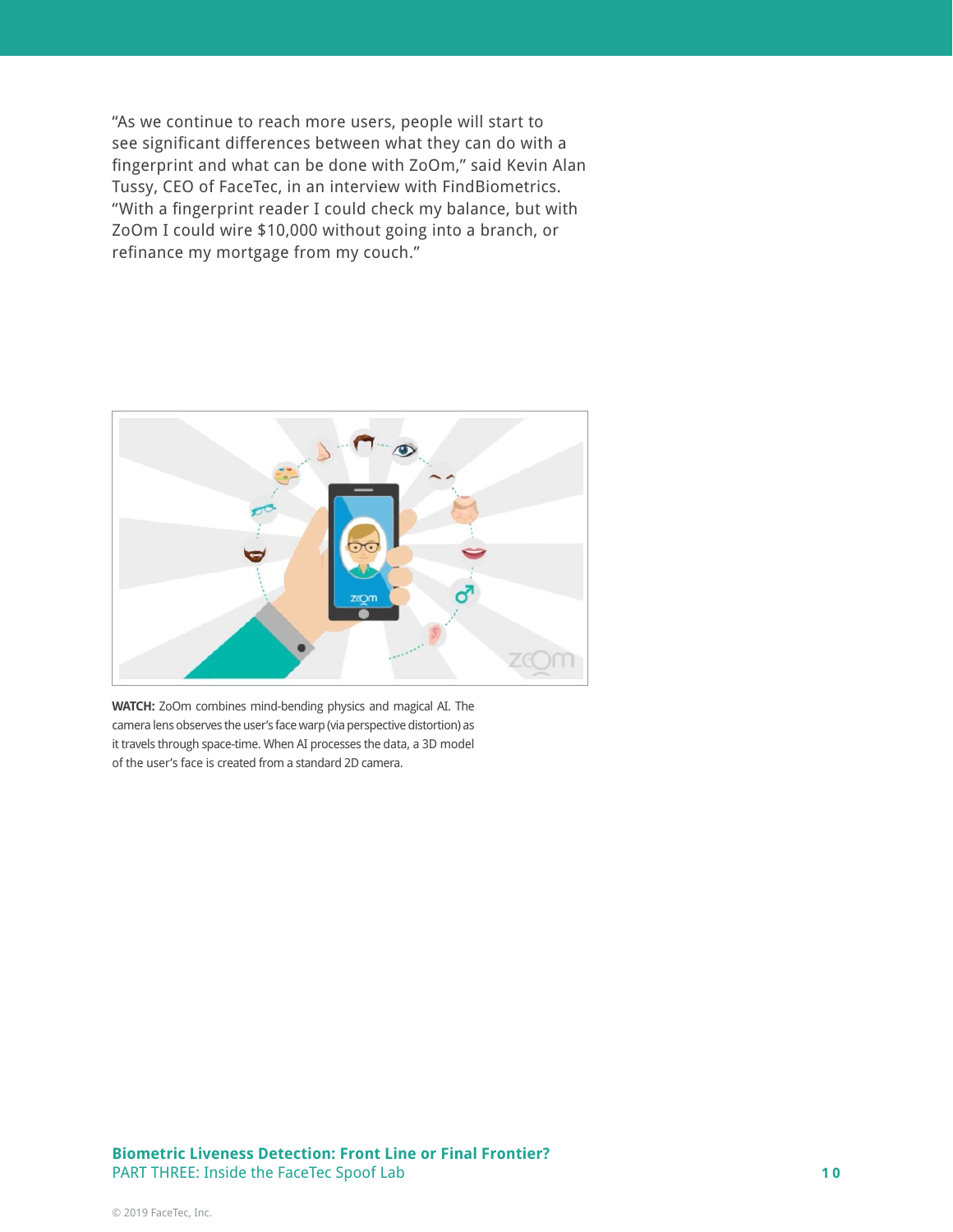"As we continue to reach more users, people will start to see significant differences between what they can do with a fingerprint and what can be done with ZoOm," said Kevin Alan Tussy, CEO of FaceTec, in an interview with FindBiometrics. "With a fingerprint reader I could check my balance, but with ZoOm I could wire $10,000 without going into a branch, or refinance my mortgage from my couch."

**WATCH:** ZoOm combines mind-bending physics and magical AI. The camera lens observes the user's face warp (via perspective distortion) as it travels through space-time. When AI processes the data, a 3D model of the user's face is created from a standard 2D camera.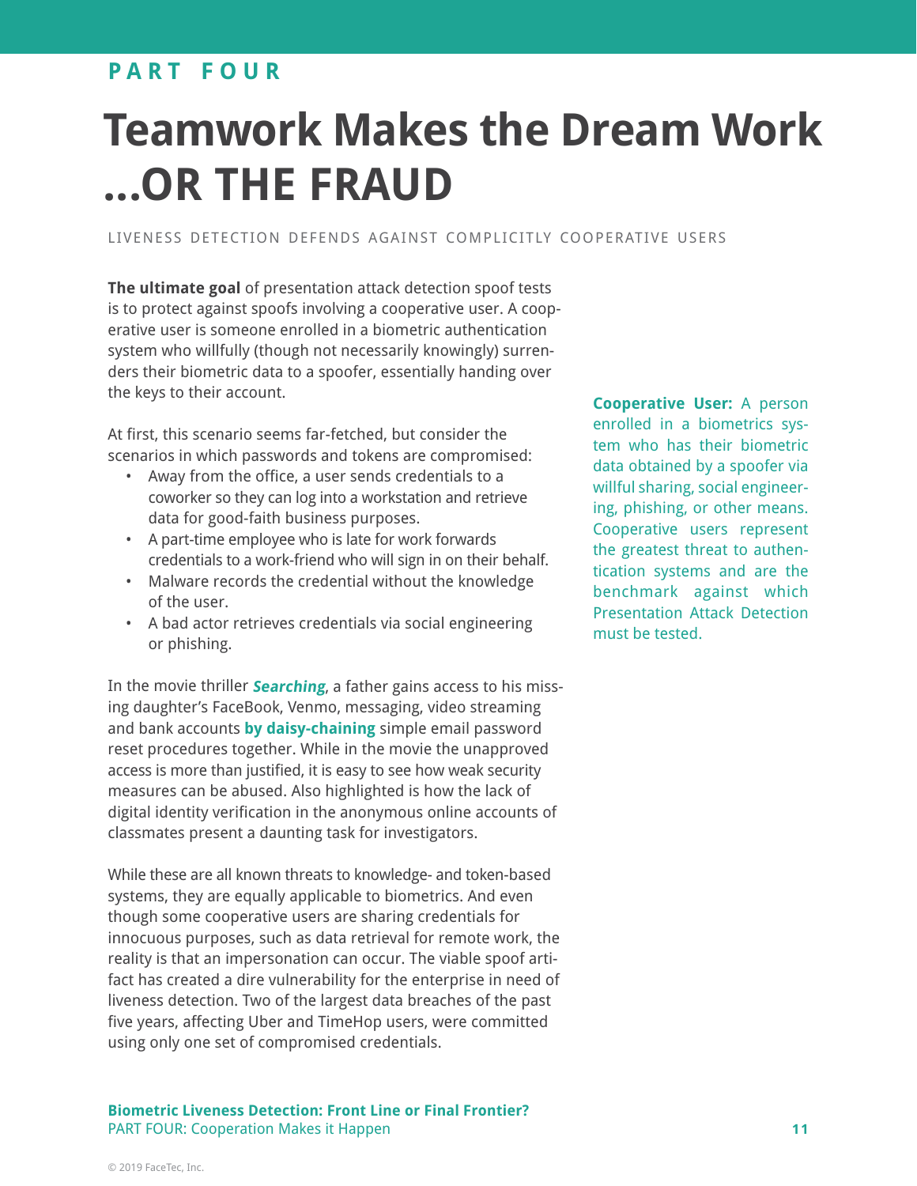PART FOUR

# Teamwork Makes the Dream Work ...OR THE FRAUD

LIVENESS DETECTION DEFENDS AGAINST COMPLICITLY COOPERATIVE USERS

**The ultimate goal** of presentation attack detection spoof tests is to protect against spoofs involving a cooperative user. A cooperative user is someone enrolled in a biometric authentication system who willfully (though not necessarily knowingly) surrenders their biometric data to a spoofer, essentially handing over the keys to their account.

**Cooperative User:** A person enrolled in a biometrics system who has their biometric data obtained by a spoofer via willful sharing, social engineering, phishing, or other means. Cooperative users represent the greatest threat to authentication systems and are the benchmark against which Presentation Attack Detection must be tested.

At first, this scenario seems far-fetched, but consider the scenarios in which passwords and tokens are compromised:

- Away from the office, a user sends credentials to a coworker so they can log into a workstation and retrieve data for good-faith business purposes.
- A part-time employee who is late for work forwards credentials to a work-friend who will sign in on their behalf.
- Malware records the credential without the knowledge of the user.
- A bad actor retrieves credentials via social engineering or phishing.

In the movie thriller ***Searching***, a father gains access to his missing daughter's FaceBook, Venmo, messaging, video streaming and bank accounts **by daisy-chaining** simple email password reset procedures together. While in the movie the unapproved access is more than justified, it is easy to see how weak security measures can be abused. Also highlighted is how the lack of digital identity verification in the anonymous online accounts of classmates present a daunting task for investigators.

While these are all known threats to knowledge- and token-based systems, they are equally applicable to biometrics. And even though some cooperative users are sharing credentials for innocuous purposes, such as data retrieval for remote work, the reality is that an impersonation can occur. The viable spoof artifact has created a dire vulnerability for the enterprise in need of liveness detection. Two of the largest data breaches of the past five years, affecting Uber and TimeHop users, were committed using only one set of compromised credentials.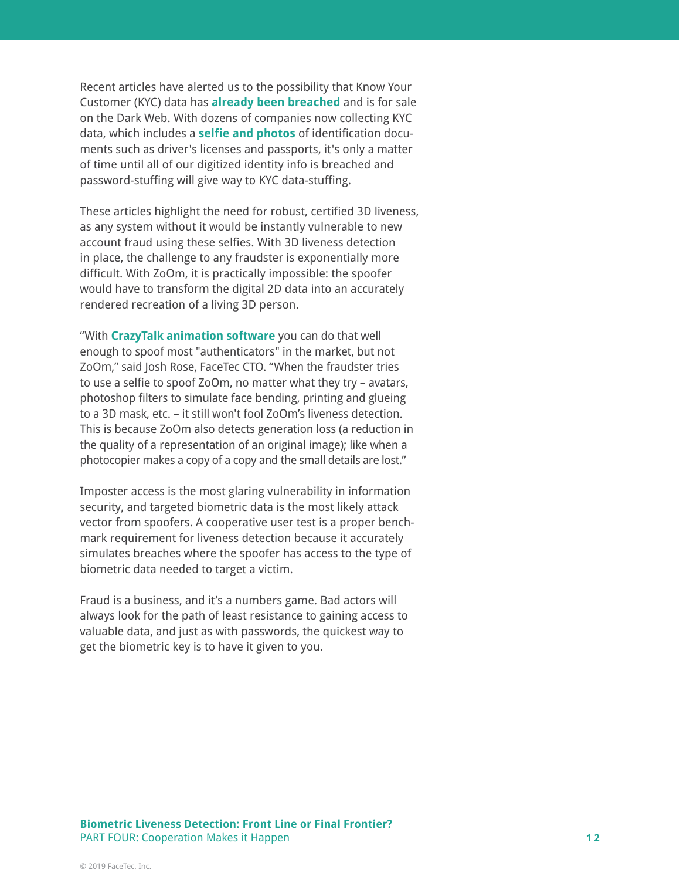Recent articles have alerted us to the possibility that Know Your Customer (KYC) data has **already been breached** and is for sale on the Dark Web. With dozens of companies now collecting KYC data, which includes a **selfie and photos** of identification documents such as driver's licenses and passports, it's only a matter of time until all of our digitized identity info is breached and password-stuffing will give way to KYC data-stuffing.

These articles highlight the need for robust, certified 3D liveness, as any system without it would be instantly vulnerable to new account fraud using these selfies. With 3D liveness detection in place, the challenge to any fraudster is exponentially more difficult. With ZoOm, it is practically impossible: the spoofer would have to transform the digital 2D data into an accurately rendered recreation of a living 3D person.

"With **CrazyTalk animation software** you can do that well enough to spoof most "authenticators" in the market, but not ZoOm," said Josh Rose, FaceTec CTO. "When the fraudster tries to use a selfie to spoof ZoOm, no matter what they try – avatars, photoshop filters to simulate face bending, printing and glueing to a 3D mask, etc. – it still won't fool ZoOm's liveness detection. This is because ZoOm also detects generation loss (a reduction in the quality of a representation of an original image); like when a photocopier makes a copy of a copy and the small details are lost."

Imposter access is the most glaring vulnerability in information security, and targeted biometric data is the most likely attack vector from spoofers. A cooperative user test is a proper benchmark requirement for liveness detection because it accurately simulates breaches where the spoofer has access to the type of biometric data needed to target a victim.

Fraud is a business, and it's a numbers game. Bad actors will always look for the path of least resistance to gaining access to valuable data, and just as with passwords, the quickest way to get the biometric key is to have it given to you.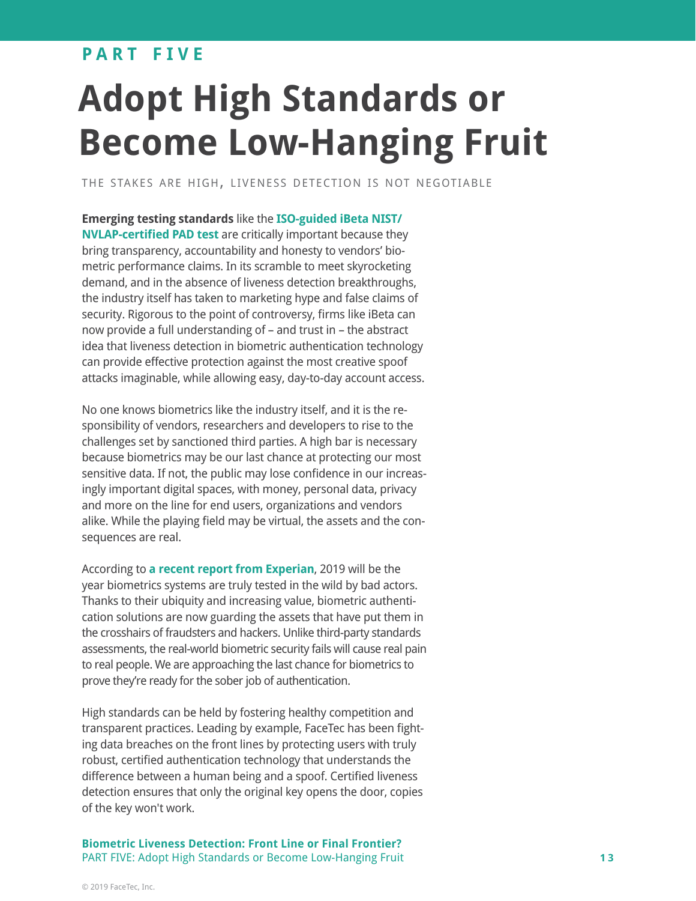PART FIVE

# Adopt High Standards or Become Low-Hanging Fruit

THE STAKES ARE HIGH, LIVENESS DETECTION IS NOT NEGOTIABLE

**Emerging testing standards** like the **ISO-guided iBeta NIST/NVLAP-certified PAD test** are critically important because they bring transparency, accountability and honesty to vendors' biometric performance claims. In its scramble to meet skyrocketing demand, and in the absence of liveness detection breakthroughs, the industry itself has taken to marketing hype and false claims of security. Rigorous to the point of controversy, firms like iBeta can now provide a full understanding of – and trust in – the abstract idea that liveness detection in biometric authentication technology can provide effective protection against the most creative spoof attacks imaginable, while allowing easy, day-to-day account access.

No one knows biometrics like the industry itself, and it is the responsibility of vendors, researchers and developers to rise to the challenges set by sanctioned third parties. A high bar is necessary because biometrics may be our last chance at protecting our most sensitive data. If not, the public may lose confidence in our increasingly important digital spaces, with money, personal data, privacy and more on the line for end users, organizations and vendors alike. While the playing field may be virtual, the assets and the consequences are real.

According to **a recent report from Experian**, 2019 will be the year biometrics systems are truly tested in the wild by bad actors. Thanks to their ubiquity and increasing value, biometric authentication solutions are now guarding the assets that have put them in the crosshairs of fraudsters and hackers. Unlike third-party standards assessments, the real-world biometric security fails will cause real pain to real people. We are approaching the last chance for biometrics to prove they're ready for the sober job of authentication.

High standards can be held by fostering healthy competition and transparent practices. Leading by example, FaceTec has been fighting data breaches on the front lines by protecting users with truly robust, certified authentication technology that understands the difference between a human being and a spoof. Certified liveness detection ensures that only the original key opens the door, copies of the key won't work.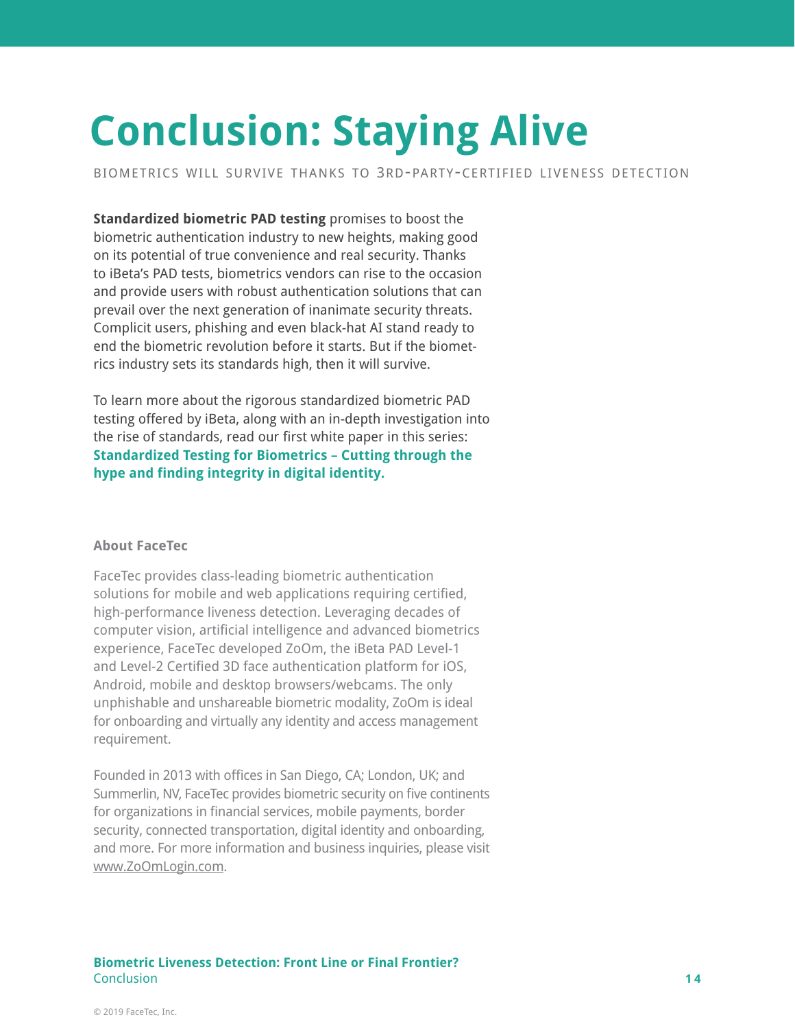# Conclusion: Staying Alive

BIOMETRICS WILL SURVIVE THANKS TO 3RD-PARTY-CERTIFIED LIVENESS DETECTION

**Standardized biometric PAD testing** promises to boost the biometric authentication industry to new heights, making good on its potential of true convenience and real security. Thanks to iBeta's PAD tests, biometrics vendors can rise to the occasion and provide users with robust authentication solutions that can prevail over the next generation of inanimate security threats. Complicit users, phishing and even black-hat AI stand ready to end the biometric revolution before it starts. But if the biometrics industry sets its standards high, then it will survive.

To learn more about the rigorous standardized biometric PAD testing offered by iBeta, along with an in-depth investigation into the rise of standards, read our first white paper in this series: **Standardized Testing for Biometrics – Cutting through the hype and finding integrity in digital identity.**

### About FaceTec

FaceTec provides class-leading biometric authentication solutions for mobile and web applications requiring certified, high-performance liveness detection. Leveraging decades of computer vision, artificial intelligence and advanced biometrics experience, FaceTec developed ZoOm, the iBeta PAD Level-1 and Level-2 Certified 3D face authentication platform for iOS, Android, mobile and desktop browsers/webcams. The only unphishable and unshareable biometric modality, ZoOm is ideal for onboarding and virtually any identity and access management requirement.

Founded in 2013 with offices in San Diego, CA; London, UK; and Summerlin, NV, FaceTec provides biometric security on five continents for organizations in financial services, mobile payments, border security, connected transportation, digital identity and onboarding, and more. For more information and business inquiries, please visit www.ZoOmLogin.com.

© 2019 FaceTec, Inc.